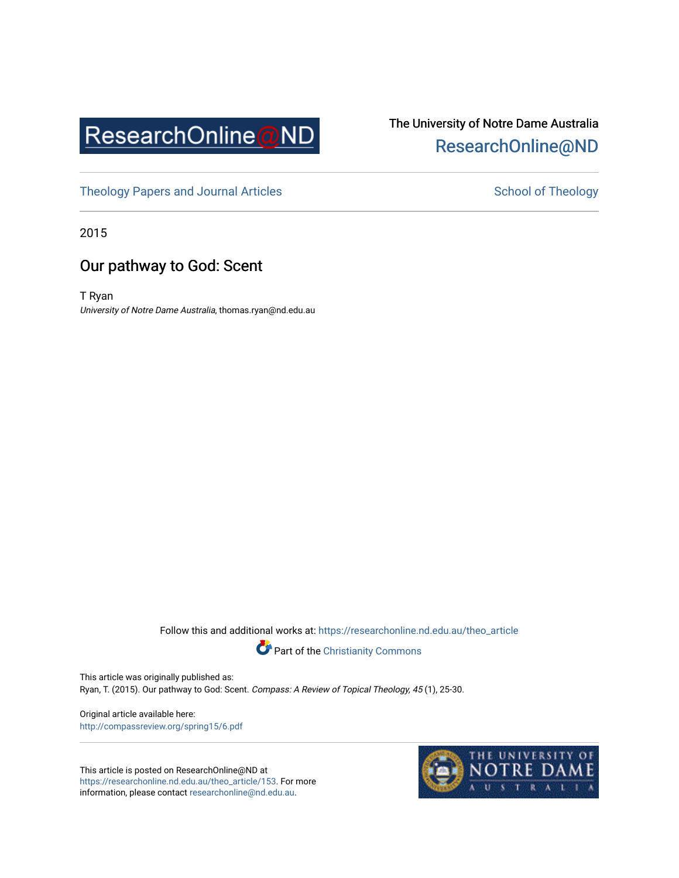ResearchOnline@ND

The University of Notre Dame Australia
ResearchOnline@ND

Theology Papers and Journal Articles

School of Theology

2015

# Our pathway to God: Scent

T Ryan
*University of Notre Dame Australia*, thomas.ryan@nd.edu.au

Follow this and additional works at: https://researchonline.nd.edu.au/theo_article

Part of the Christianity Commons

This article was originally published as:
Ryan, T. (2015). Our pathway to God: Scent. *Compass: A Review of Topical Theology, 45* (1), 25-30.

Original article available here:
http://compassreview.org/spring15/6.pdf

This article is posted on ResearchOnline@ND at https://researchonline.nd.edu.au/theo_article/153. For more information, please contact researchonline@nd.edu.au.

THE UNIVERSITY OF NOTRE DAME AUSTRALIA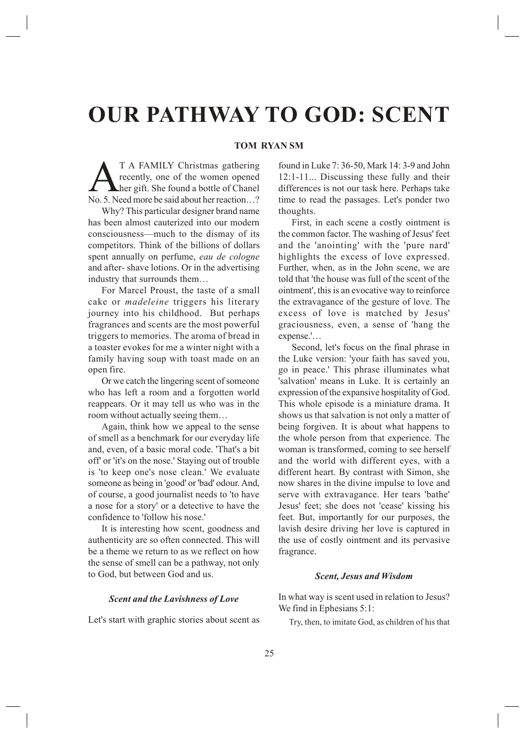# OUR PATHWAY TO GOD: SCENT

**TOM RYAN SM**

AT A FAMILY Christmas gathering recently, one of the women opened her gift. She found a bottle of Chanel No. 5. Need more be said about her reaction…?

Why? This particular designer brand name has been almost cauterized into our modern consciousness—much to the dismay of its competitors. Think of the billions of dollars spent annually on perfume, *eau de cologne* and after- shave lotions. Or in the advertising industry that surrounds them…

For Marcel Proust, the taste of a small cake or *madeleine* triggers his literary journey into his childhood. But perhaps fragrances and scents are the most powerful triggers to memories. The aroma of bread in a toaster evokes for me a winter night with a family having soup with toast made on an open fire.

Or we catch the lingering scent of someone who has left a room and a forgotten world reappears. Or it may tell us who was in the room without actually seeing them…

Again, think how we appeal to the sense of smell as a benchmark for our everyday life and, even, of a basic moral code. 'That's a bit off' or 'it's on the nose.' Staying out of trouble is 'to keep one's nose clean.' We evaluate someone as being in 'good' or 'bad' odour. And, of course, a good journalist needs to 'to have a nose for a story' or a detective to have the confidence to 'follow his nose.'

It is interesting how scent, goodness and authenticity are so often connected. This will be a theme we return to as we reflect on how the sense of smell can be a pathway, not only to God, but between God and us.

### *Scent and the Lavishness of Love*

Let's start with graphic stories about scent as found in Luke 7: 36-50, Mark 14: 3-9 and John 12:1-11... Discussing these fully and their differences is not our task here. Perhaps take time to read the passages. Let's ponder two thoughts.

First, in each scene a costly ointment is the common factor. The washing of Jesus' feet and the 'anointing' with the 'pure nard' highlights the excess of love expressed. Further, when, as in the John scene, we are told that 'the house was full of the scent of the ointment', this is an evocative way to reinforce the extravagance of the gesture of love. The excess of love is matched by Jesus' graciousness, even, a sense of 'hang the expense.'…

Second, let's focus on the final phrase in the Luke version: 'your faith has saved you, go in peace.' This phrase illuminates what 'salvation' means in Luke. It is certainly an expression of the expansive hospitality of God. This whole episode is a miniature drama. It shows us that salvation is not only a matter of being forgiven. It is about what happens to the whole person from that experience. The woman is transformed, coming to see herself and the world with different eyes, with a different heart. By contrast with Simon, she now shares in the divine impulse to love and serve with extravagance. Her tears 'bathe' Jesus' feet; she does not 'cease' kissing his feet. But, importantly for our purposes, the lavish desire driving her love is captured in the use of costly ointment and its pervasive fragrance.

### *Scent, Jesus and Wisdom*

In what way is scent used in relation to Jesus? We find in Ephesians 5:1:

> Try, then, to imitate God, as children of his that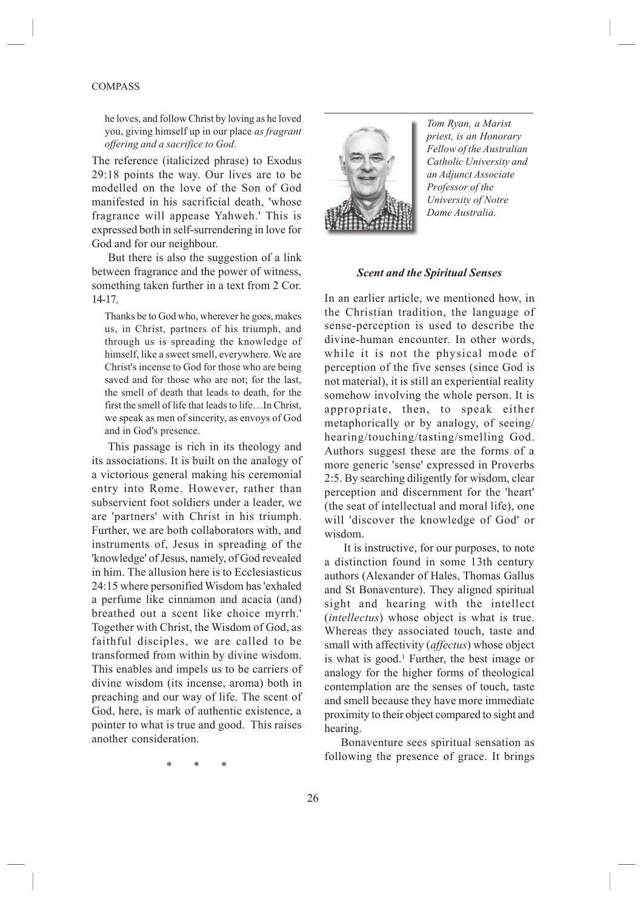he loves, and follow Christ by loving as he loved you, giving himself up in our place *as fragrant offering and a sacrifice to God.*

The reference (italicized phrase) to Exodus 29:18 points the way. Our lives are to be modelled on the love of the Son of God manifested in his sacrificial death, 'whose fragrance will appease Yahweh.' This is expressed both in self-surrendering in love for God and for our neighbour.

But there is also the suggestion of a link between fragrance and the power of witness, something taken further in a text from 2 Cor. 14-17.

> Thanks be to God who, wherever he goes, makes us, in Christ, partners of his triumph, and through us is spreading the knowledge of himself, like a sweet smell, everywhere. We are Christ's incense to God for those who are being saved and for those who are not; for the last, the smell of death that leads to death, for the first the smell of life that leads to life…In Christ, we speak as men of sincerity, as envoys of God and in God's presence.

This passage is rich in its theology and its associations. It is built on the analogy of a victorious general making his ceremonial entry into Rome. However, rather than subservient foot soldiers under a leader, we are 'partners' with Christ in his triumph. Further, we are both collaborators with, and instruments of, Jesus in spreading of the 'knowledge' of Jesus, namely, of God revealed in him. The allusion here is to Ecclesiasticus 24:15 where personified Wisdom has 'exhaled a perfume like cinnamon and acacia (and) breathed out a scent like choice myrrh.' Together with Christ, the Wisdom of God, as faithful disciples, we are called to be transformed from within by divine wisdom. This enables and impels us to be carriers of divine wisdom (its incense, aroma) both in preaching and our way of life. The scent of God, here, is mark of authentic existence, a pointer to what is true and good. This raises another consideration.

\* \* \*

*Tom Ryan, a Marist priest, is an Honorary Fellow of the Australian Catholic University and an Adjunct Associate Professor of the University of Notre Dame Australia.*

### *Scent and the Spiritual Senses*

In an earlier article, we mentioned how, in the Christian tradition, the language of sense-perception is used to describe the divine-human encounter. In other words, while it is not the physical mode of perception of the five senses (since God is not material), it is still an experiential reality somehow involving the whole person. It is appropriate, then, to speak either metaphorically or by analogy, of seeing/hearing/touching/tasting/smelling God. Authors suggest these are the forms of a more generic 'sense' expressed in Proverbs 2:5. By searching diligently for wisdom, clear perception and discernment for the 'heart' (the seat of intellectual and moral life), one will 'discover the knowledge of God' or wisdom.

It is instructive, for our purposes, to note a distinction found in some 13th century authors (Alexander of Hales, Thomas Gallus and St Bonaventure). They aligned spiritual sight and hearing with the intellect (*intellectus*) whose object is what is true. Whereas they associated touch, taste and small with affectivity (*affectus*) whose object is what is good.[1] Further, the best image or analogy for the higher forms of theological contemplation are the senses of touch, taste and smell because they have more immediate proximity to their object compared to sight and hearing.

Bonaventure sees spiritual sensation as following the presence of grace. It brings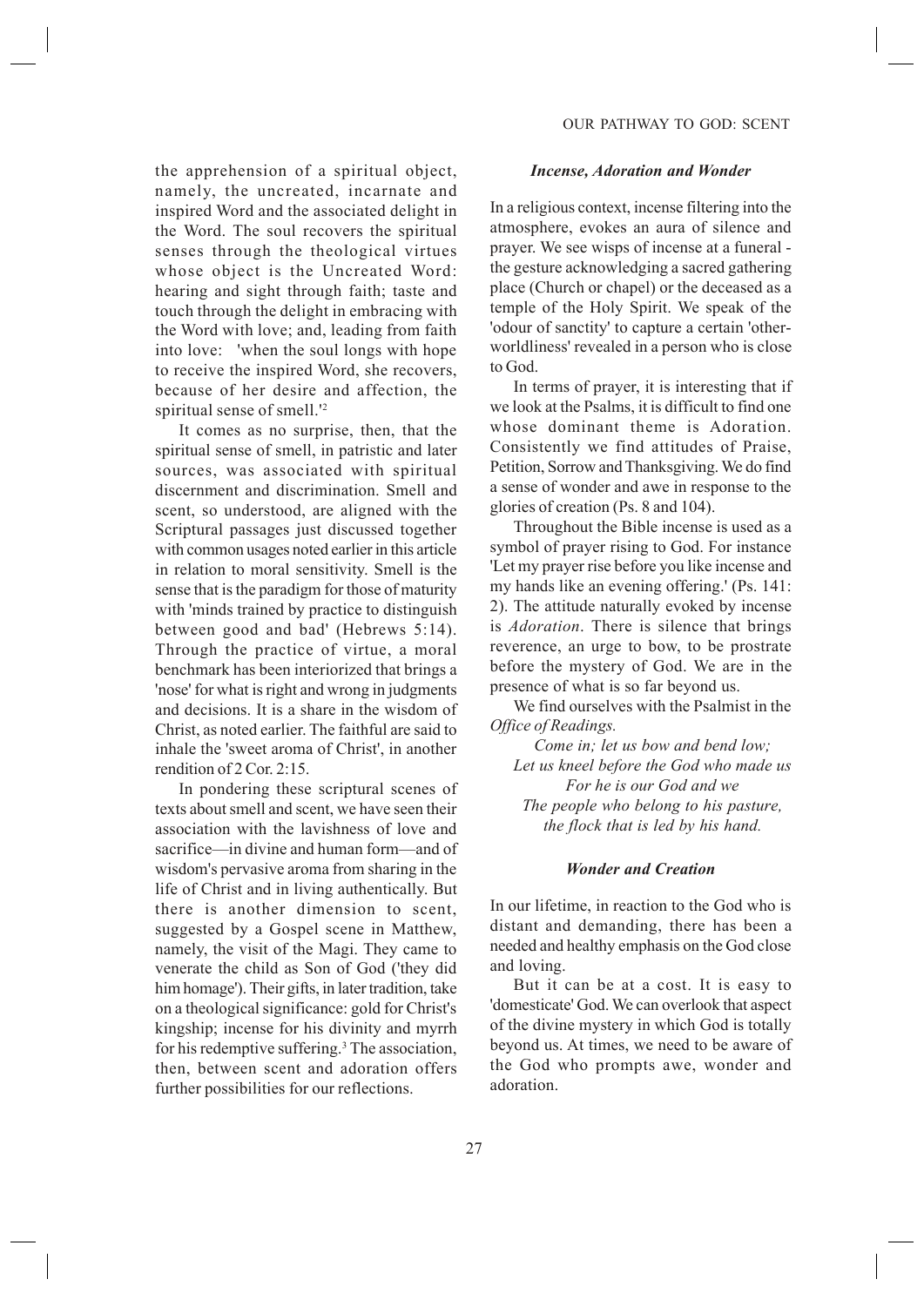the apprehension of a spiritual object, namely, the uncreated, incarnate and inspired Word and the associated delight in the Word. The soul recovers the spiritual senses through the theological virtues whose object is the Uncreated Word: hearing and sight through faith; taste and touch through the delight in embracing with the Word with love; and, leading from faith into love: 'when the soul longs with hope to receive the inspired Word, she recovers, because of her desire and affection, the spiritual sense of smell.'[2]

It comes as no surprise, then, that the spiritual sense of smell, in patristic and later sources, was associated with spiritual discernment and discrimination. Smell and scent, so understood, are aligned with the Scriptural passages just discussed together with common usages noted earlier in this article in relation to moral sensitivity. Smell is the sense that is the paradigm for those of maturity with 'minds trained by practice to distinguish between good and bad' (Hebrews 5:14). Through the practice of virtue, a moral benchmark has been interiorized that brings a 'nose' for what is right and wrong in judgments and decisions. It is a share in the wisdom of Christ, as noted earlier. The faithful are said to inhale the 'sweet aroma of Christ', in another rendition of 2 Cor. 2:15.

In pondering these scriptural scenes of texts about smell and scent, we have seen their association with the lavishness of love and sacrifice—in divine and human form—and of wisdom's pervasive aroma from sharing in the life of Christ and in living authentically. But there is another dimension to scent, suggested by a Gospel scene in Matthew, namely, the visit of the Magi. They came to venerate the child as Son of God ('they did him homage'). Their gifts, in later tradition, take on a theological significance: gold for Christ's kingship; incense for his divinity and myrrh for his redemptive suffering.[3] The association, then, between scent and adoration offers further possibilities for our reflections.

### *Incense, Adoration and Wonder*

In a religious context, incense filtering into the atmosphere, evokes an aura of silence and prayer. We see wisps of incense at a funeral - the gesture acknowledging a sacred gathering place (Church or chapel) or the deceased as a temple of the Holy Spirit. We speak of the 'odour of sanctity' to capture a certain 'other-worldliness' revealed in a person who is close to God.

In terms of prayer, it is interesting that if we look at the Psalms, it is difficult to find one whose dominant theme is Adoration. Consistently we find attitudes of Praise, Petition, Sorrow and Thanksgiving. We do find a sense of wonder and awe in response to the glories of creation (Ps. 8 and 104).

Throughout the Bible incense is used as a symbol of prayer rising to God. For instance 'Let my prayer rise before you like incense and my hands like an evening offering.' (Ps. 141: 2). The attitude naturally evoked by incense is *Adoration*. There is silence that brings reverence, an urge to bow, to be prostrate before the mystery of God. We are in the presence of what is so far beyond us.

We find ourselves with the Psalmist in the *Office of Readings.*

*Come in; let us bow and bend low;*
*Let us kneel before the God who made us*
*For he is our God and we*
*The people who belong to his pasture,*
*the flock that is led by his hand.*

### *Wonder and Creation*

In our lifetime, in reaction to the God who is distant and demanding, there has been a needed and healthy emphasis on the God close and loving.

But it can be at a cost. It is easy to 'domesticate' God. We can overlook that aspect of the divine mystery in which God is totally beyond us. At times, we need to be aware of the God who prompts awe, wonder and adoration.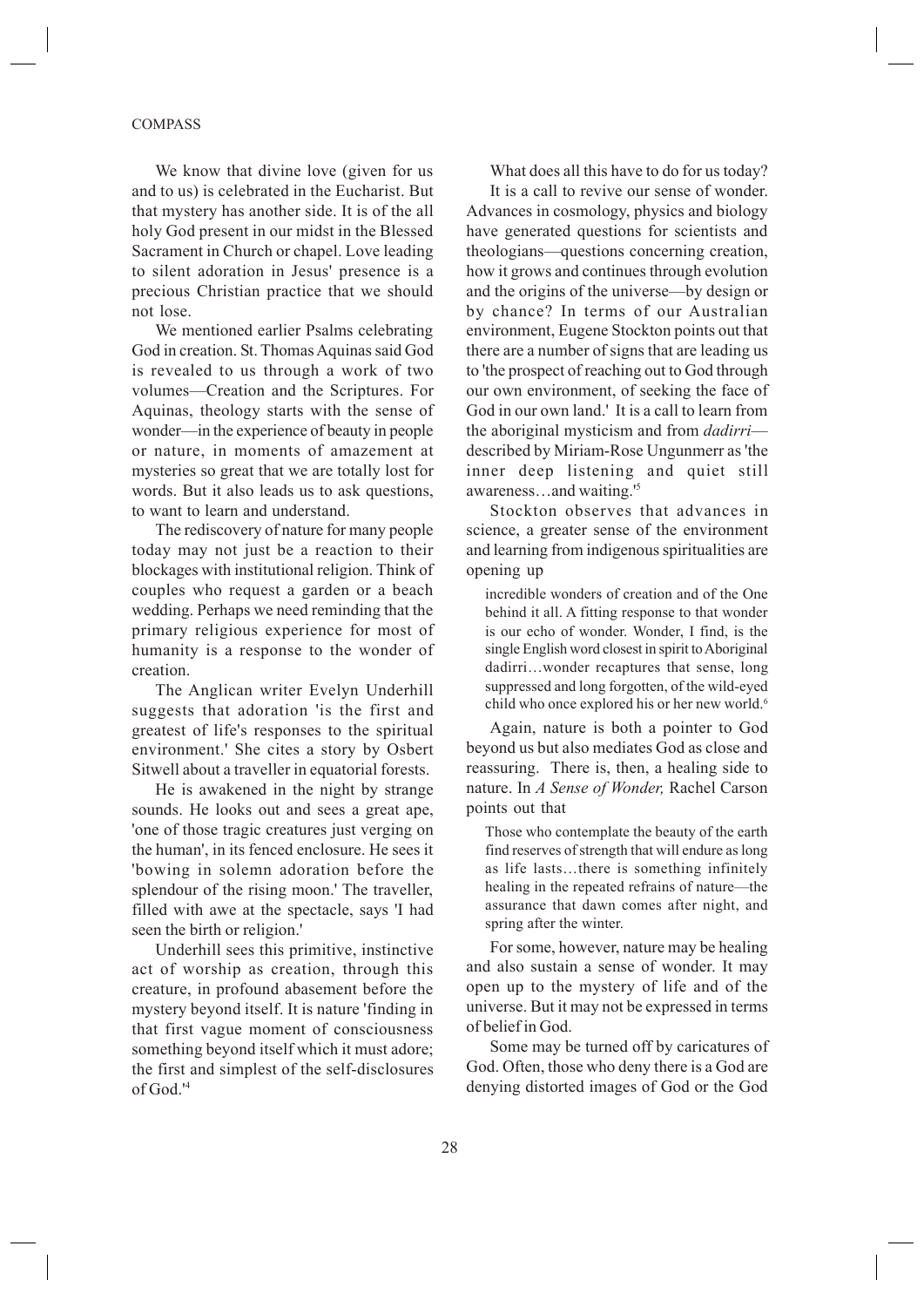We know that divine love (given for us and to us) is celebrated in the Eucharist. But that mystery has another side. It is of the all holy God present in our midst in the Blessed Sacrament in Church or chapel. Love leading to silent adoration in Jesus' presence is a precious Christian practice that we should not lose.

We mentioned earlier Psalms celebrating God in creation. St. Thomas Aquinas said God is revealed to us through a work of two volumes—Creation and the Scriptures. For Aquinas, theology starts with the sense of wonder—in the experience of beauty in people or nature, in moments of amazement at mysteries so great that we are totally lost for words. But it also leads us to ask questions, to want to learn and understand.

The rediscovery of nature for many people today may not just be a reaction to their blockages with institutional religion. Think of couples who request a garden or a beach wedding. Perhaps we need reminding that the primary religious experience for most of humanity is a response to the wonder of creation.

The Anglican writer Evelyn Underhill suggests that adoration 'is the first and greatest of life's responses to the spiritual environment.' She cites a story by Osbert Sitwell about a traveller in equatorial forests.

He is awakened in the night by strange sounds. He looks out and sees a great ape, 'one of those tragic creatures just verging on the human', in its fenced enclosure. He sees it 'bowing in solemn adoration before the splendour of the rising moon.' The traveller, filled with awe at the spectacle, says 'I had seen the birth or religion.'

Underhill sees this primitive, instinctive act of worship as creation, through this creature, in profound abasement before the mystery beyond itself. It is nature 'finding in that first vague moment of consciousness something beyond itself which it must adore; the first and simplest of the self-disclosures of God.'[4]

What does all this have to do for us today?

It is a call to revive our sense of wonder. Advances in cosmology, physics and biology have generated questions for scientists and theologians—questions concerning creation, how it grows and continues through evolution and the origins of the universe—by design or by chance? In terms of our Australian environment, Eugene Stockton points out that there are a number of signs that are leading us to 'the prospect of reaching out to God through our own environment, of seeking the face of God in our own land.' It is a call to learn from the aboriginal mysticism and from *dadirri*—described by Miriam-Rose Ungunmerr as 'the inner deep listening and quiet still awareness…and waiting.'[5]

Stockton observes that advances in science, a greater sense of the environment and learning from indigenous spiritualities are opening up

> incredible wonders of creation and of the One behind it all. A fitting response to that wonder is our echo of wonder. Wonder, I find, is the single English word closest in spirit to Aboriginal dadirri…wonder recaptures that sense, long suppressed and long forgotten, of the wild-eyed child who once explored his or her new world.[6]

Again, nature is both a pointer to God beyond us but also mediates God as close and reassuring. There is, then, a healing side to nature. In *A Sense of Wonder,* Rachel Carson points out that

> Those who contemplate the beauty of the earth find reserves of strength that will endure as long as life lasts…there is something infinitely healing in the repeated refrains of nature—the assurance that dawn comes after night, and spring after the winter.

For some, however, nature may be healing and also sustain a sense of wonder. It may open up to the mystery of life and of the universe. But it may not be expressed in terms of belief in God.

Some may be turned off by caricatures of God. Often, those who deny there is a God are denying distorted images of God or the God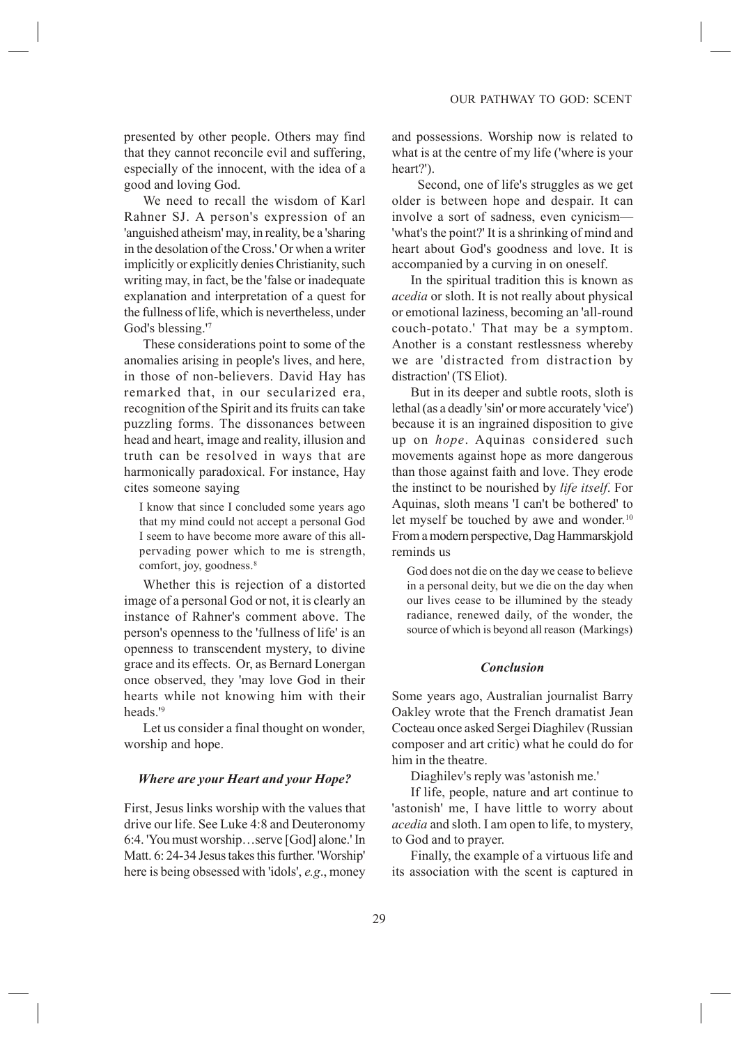presented by other people. Others may find that they cannot reconcile evil and suffering, especially of the innocent, with the idea of a good and loving God.

We need to recall the wisdom of Karl Rahner SJ. A person's expression of an 'anguished atheism' may, in reality, be a 'sharing in the desolation of the Cross.' Or when a writer implicitly or explicitly denies Christianity, such writing may, in fact, be the 'false or inadequate explanation and interpretation of a quest for the fullness of life, which is nevertheless, under God's blessing.'[7]

These considerations point to some of the anomalies arising in people's lives, and here, in those of non-believers. David Hay has remarked that, in our secularized era, recognition of the Spirit and its fruits can take puzzling forms. The dissonances between head and heart, image and reality, illusion and truth can be resolved in ways that are harmonically paradoxical. For instance, Hay cites someone saying

> I know that since I concluded some years ago that my mind could not accept a personal God I seem to have become more aware of this all-pervading power which to me is strength, comfort, joy, goodness.[8]

Whether this is rejection of a distorted image of a personal God or not, it is clearly an instance of Rahner's comment above. The person's openness to the 'fullness of life' is an openness to transcendent mystery, to divine grace and its effects. Or, as Bernard Lonergan once observed, they 'may love God in their hearts while not knowing him with their heads.'[9]

Let us consider a final thought on wonder, worship and hope.

### *Where are your Heart and your Hope?*

First, Jesus links worship with the values that drive our life. See Luke 4:8 and Deuteronomy 6:4. 'You must worship…serve [God] alone.' In Matt. 6: 24-34 Jesus takes this further. 'Worship' here is being obsessed with 'idols', *e.g*., money and possessions. Worship now is related to what is at the centre of my life ('where is your heart?').

Second, one of life's struggles as we get older is between hope and despair. It can involve a sort of sadness, even cynicism—'what's the point?' It is a shrinking of mind and heart about God's goodness and love. It is accompanied by a curving in on oneself.

In the spiritual tradition this is known as *acedia* or sloth. It is not really about physical or emotional laziness, becoming an 'all-round couch-potato.' That may be a symptom. Another is a constant restlessness whereby we are 'distracted from distraction by distraction' (TS Eliot).

But in its deeper and subtle roots, sloth is lethal (as a deadly 'sin' or more accurately 'vice') because it is an ingrained disposition to give up on *hope*. Aquinas considered such movements against hope as more dangerous than those against faith and love. They erode the instinct to be nourished by *life itself*. For Aquinas, sloth means 'I can't be bothered' to let myself be touched by awe and wonder.[10] From a modern perspective, Dag Hammarskjold reminds us

> God does not die on the day we cease to believe in a personal deity, but we die on the day when our lives cease to be illumined by the steady radiance, renewed daily, of the wonder, the source of which is beyond all reason (Markings)

### *Conclusion*

Some years ago, Australian journalist Barry Oakley wrote that the French dramatist Jean Cocteau once asked Sergei Diaghilev (Russian composer and art critic) what he could do for him in the theatre.

Diaghilev's reply was 'astonish me.'

If life, people, nature and art continue to 'astonish' me, I have little to worry about *acedia* and sloth. I am open to life, to mystery, to God and to prayer.

Finally, the example of a virtuous life and its association with the scent is captured in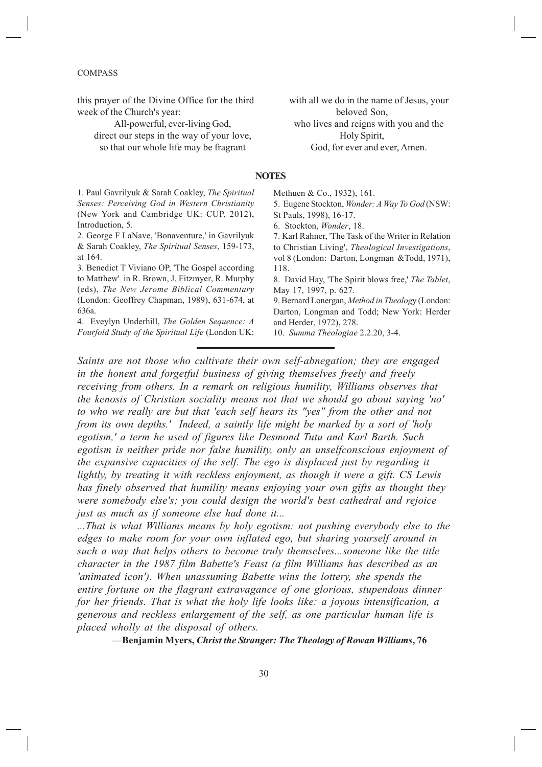this prayer of the Divine Office for the third week of the Church's year:

All-powerful, ever-living God,
direct our steps in the way of your love,
so that our whole life may be fragrant
with all we do in the name of Jesus, your beloved Son,
who lives and reigns with you and the Holy Spirit,
God, for ever and ever, Amen.

## NOTES

1. Paul Gavrilyuk & Sarah Coakley, *The Spiritual Senses: Perceiving God in Western Christianity* (New York and Cambridge UK: CUP, 2012), Introduction, 5.
2. George F LaNave, 'Bonaventure,' in Gavrilyuk & Sarah Coakley, *The Spiritual Senses*, 159-173, at 164.
3. Benedict T Viviano OP, 'The Gospel according to Matthew' in R. Brown, J. Fitzmyer, R. Murphy (eds), *The New Jerome Biblical Commentary* (London: Geoffrey Chapman, 1989), 631-674, at 636a.
4. Eveylyn Underhill, *The Golden Sequence: A Fourfold Study of the Spiritual Life* (London UK: Methuen & Co., 1932), 161.
5. Eugene Stockton, *Wonder: A Way To God* (NSW: St Pauls, 1998), 16-17.
6. Stockton, *Wonder*, 18.
7. Karl Rahner, 'The Task of the Writer in Relation to Christian Living', *Theological Investigations*, vol 8 (London: Darton, Longman &Todd, 1971), 118.
8. David Hay, 'The Spirit blows free,' *The Tablet*, May 17, 1997, p. 627.
9. Bernard Lonergan, *Method in Theology* (London: Darton, Longman and Todd; New York: Herder and Herder, 1972), 278.
10. *Summa Theologiae* 2.2.20, 3-4.

---

*Saints are not those who cultivate their own self-abnegation; they are engaged in the honest and forgetful business of giving themselves freely and freely receiving from others. In a remark on religious humility, Williams observes that the kenosis of Christian sociality means not that we should go about saying 'no' to who we really are but that 'each self hears its "yes" from the other and not from its own depths.' Indeed, a saintly life might be marked by a sort of 'holy egotism,' a term he used of figures like Desmond Tutu and Karl Barth. Such egotism is neither pride nor false humility, only an unselfconscious enjoyment of the expansive capacities of the self. The ego is displaced just by regarding it lightly, by treating it with reckless enjoyment, as though it were a gift. CS Lewis has finely observed that humility means enjoying your own gifts as thought they were somebody else's; you could design the world's best cathedral and rejoice just as much as if someone else had done it...*

*...That is what Williams means by holy egotism: not pushing everybody else to the edges to make room for your own inflated ego, but sharing yourself around in such a way that helps others to become truly themselves...someone like the title character in the 1987 film Babette's Feast (a film Williams has described as an 'animated icon'). When unassuming Babette wins the lottery, she spends the entire fortune on the flagrant extravagance of one glorious, stupendous dinner for her friends. That is what the holy life looks like: a joyous intensification, a generous and reckless enlargement of the self, as one particular human life is placed wholly at the disposal of others.*

**—Benjamin Myers, *Christ the Stranger: The Theology of Rowan Williams*, 76**